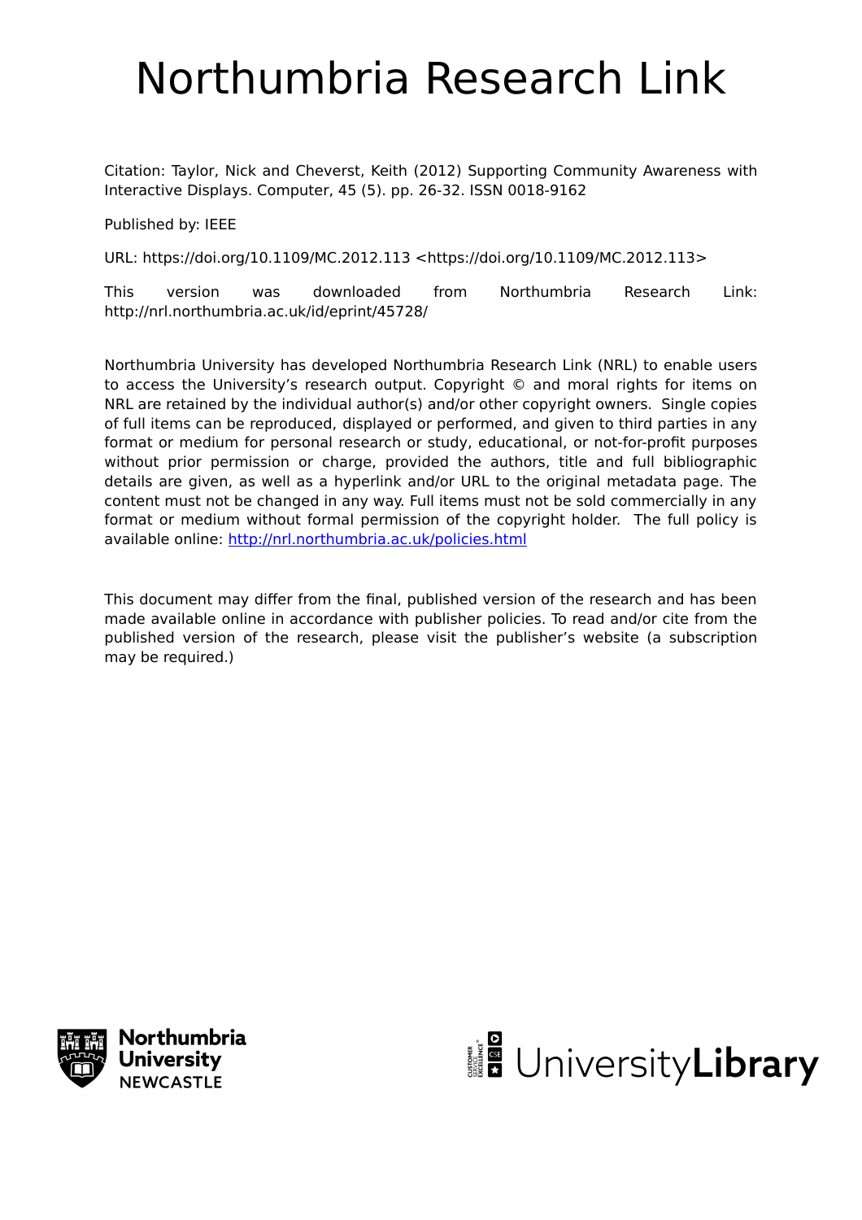# Northumbria Research Link

Citation: Taylor, Nick and Cheverst, Keith (2012) Supporting Community Awareness with Interactive Displays. Computer, 45 (5). pp. 26-32. ISSN 0018-9162

Published by: IEEE

URL: https://doi.org/10.1109/MC.2012.113 <https://doi.org/10.1109/MC.2012.113>

This version was downloaded from Northumbria Research Link: http://nrl.northumbria.ac.uk/id/eprint/45728/

Northumbria University has developed Northumbria Research Link (NRL) to enable users to access the University's research output. Copyright © and moral rights for items on NRL are retained by the individual author(s) and/or other copyright owners. Single copies of full items can be reproduced, displayed or performed, and given to third parties in any format or medium for personal research or study, educational, or not-for-profit purposes without prior permission or charge, provided the authors, title and full bibliographic details are given, as well as a hyperlink and/or URL to the original metadata page. The content must not be changed in any way. Full items must not be sold commercially in any format or medium without formal permission of the copyright holder. The full policy is available online: [http://nrl.northumbria.ac.uk/policies.html](http://nrl.northumbria.ac.uk/policies.html)

This document may differ from the final, published version of the research and has been made available online in accordance with publisher policies. To read and/or cite from the published version of the research, please visit the publisher's website (a subscription may be required.)

Northumbria University NEWCASTLE

UniversityLibrary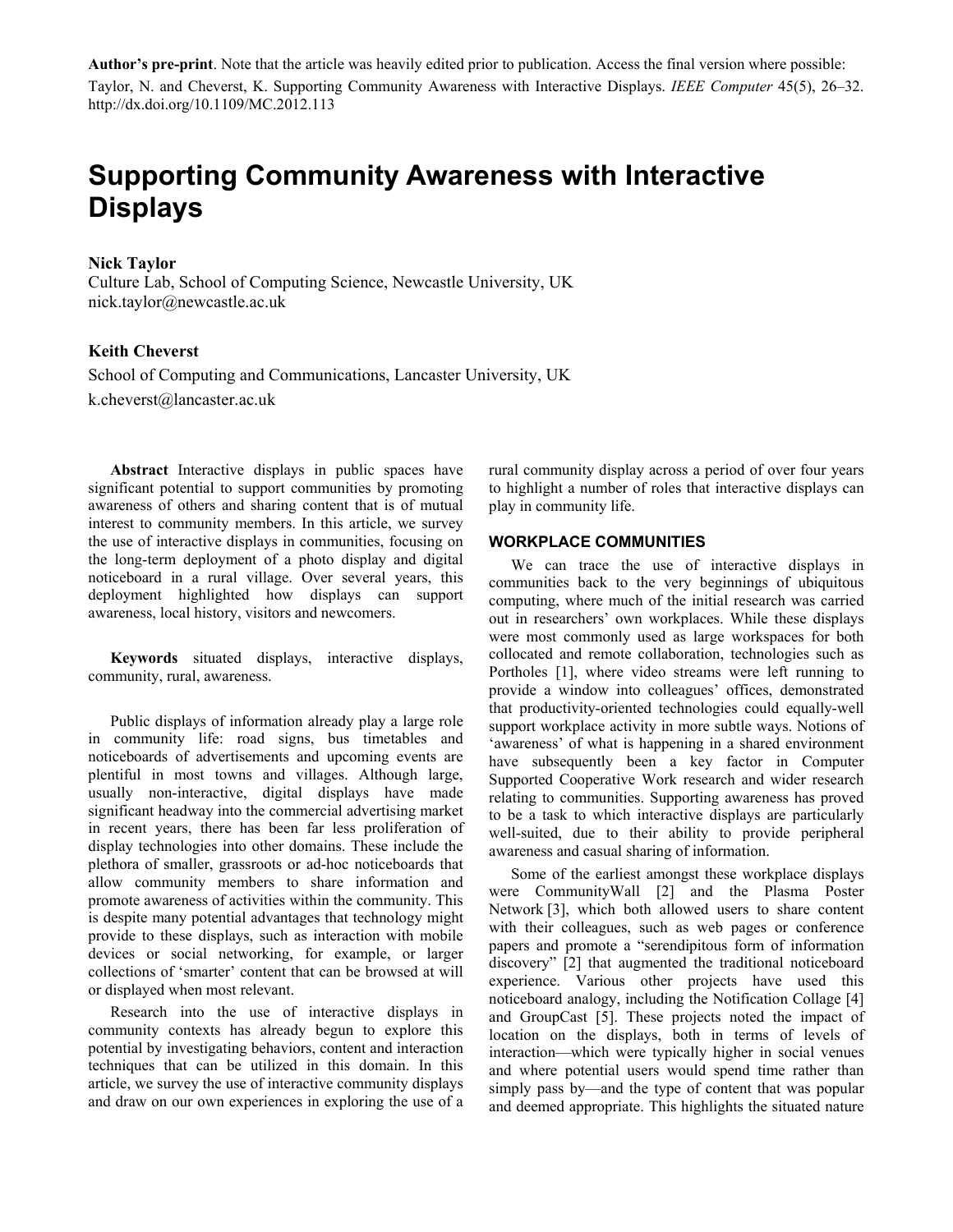**Author's pre-print**. Note that the article was heavily edited prior to publication. Access the final version where possible: Taylor, N. and Cheverst, K. Supporting Community Awareness with Interactive Displays. *IEEE Computer* 45(5), 26–32. http://dx.doi.org/10.1109/MC.2012.113

# Supporting Community Awareness with Interactive Displays

**Nick Taylor**
Culture Lab, School of Computing Science, Newcastle University, UK
nick.taylor@newcastle.ac.uk

**Keith Cheverst**
School of Computing and Communications, Lancaster University, UK
k.cheverst@lancaster.ac.uk

**Abstract** Interactive displays in public spaces have significant potential to support communities by promoting awareness of others and sharing content that is of mutual interest to community members. In this article, we survey the use of interactive displays in communities, focusing on the long-term deployment of a photo display and digital noticeboard in a rural village. Over several years, this deployment highlighted how displays can support awareness, local history, visitors and newcomers.

**Keywords** situated displays, interactive displays, community, rural, awareness.

Public displays of information already play a large role in community life: road signs, bus timetables and noticeboards of advertisements and upcoming events are plentiful in most towns and villages. Although large, usually non-interactive, digital displays have made significant headway into the commercial advertising market in recent years, there has been far less proliferation of display technologies into other domains. These include the plethora of smaller, grassroots or ad-hoc noticeboards that allow community members to share information and promote awareness of activities within the community. This is despite many potential advantages that technology might provide to these displays, such as interaction with mobile devices or social networking, for example, or larger collections of 'smarter' content that can be browsed at will or displayed when most relevant.

Research into the use of interactive displays in community contexts has already begun to explore this potential by investigating behaviors, content and interaction techniques that can be utilized in this domain. In this article, we survey the use of interactive community displays and draw on our own experiences in exploring the use of a rural community display across a period of over four years to highlight a number of roles that interactive displays can play in community life.

## WORKPLACE COMMUNITIES

We can trace the use of interactive displays in communities back to the very beginnings of ubiquitous computing, where much of the initial research was carried out in researchers' own workplaces. While these displays were most commonly used as large workspaces for both collocated and remote collaboration, technologies such as Portholes [1], where video streams were left running to provide a window into colleagues' offices, demonstrated that productivity-oriented technologies could equally-well support workplace activity in more subtle ways. Notions of 'awareness' of what is happening in a shared environment have subsequently been a key factor in Computer Supported Cooperative Work research and wider research relating to communities. Supporting awareness has proved to be a task to which interactive displays are particularly well-suited, due to their ability to provide peripheral awareness and casual sharing of information.

Some of the earliest amongst these workplace displays were CommunityWall [2] and the Plasma Poster Network [3], which both allowed users to share content with their colleagues, such as web pages or conference papers and promote a "serendipitous form of information discovery" [2] that augmented the traditional noticeboard experience. Various other projects have used this noticeboard analogy, including the Notification Collage [4] and GroupCast [5]. These projects noted the impact of location on the displays, both in terms of levels of interaction—which were typically higher in social venues and where potential users would spend time rather than simply pass by—and the type of content that was popular and deemed appropriate. This highlights the situated nature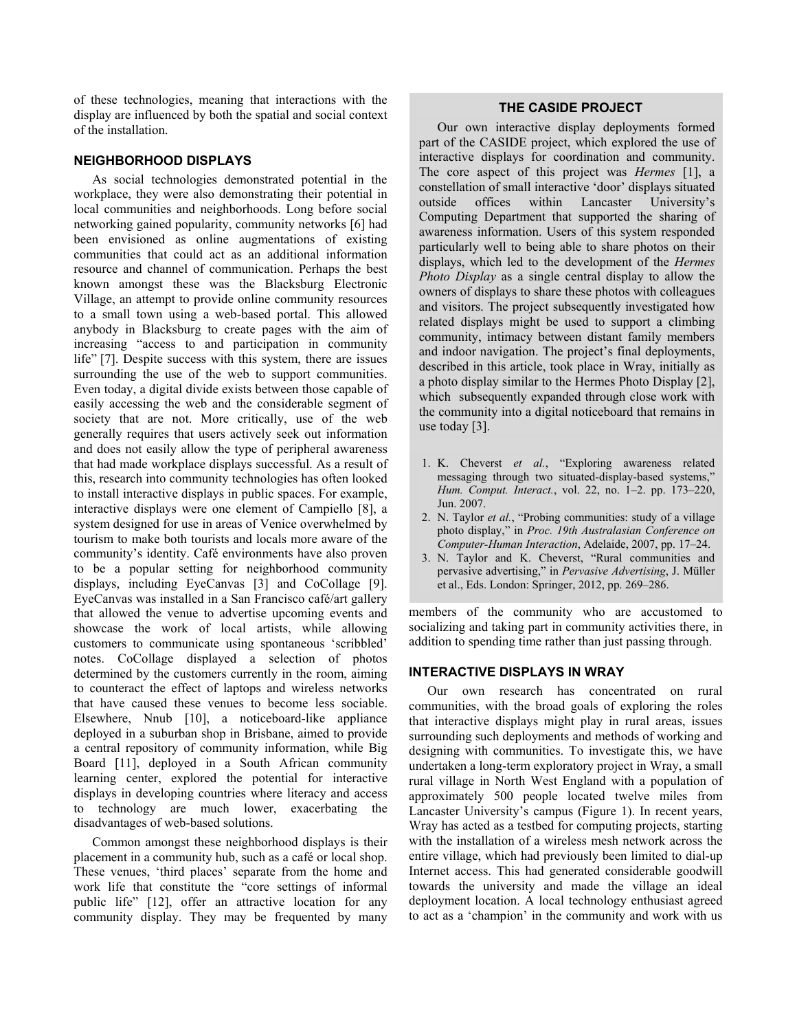of these technologies, meaning that interactions with the display are influenced by both the spatial and social context of the installation.

### NEIGHBORHOOD DISPLAYS

As social technologies demonstrated potential in the workplace, they were also demonstrating their potential in local communities and neighborhoods. Long before social networking gained popularity, community networks [6] had been envisioned as online augmentations of existing communities that could act as an additional information resource and channel of communication. Perhaps the best known amongst these was the Blacksburg Electronic Village, an attempt to provide online community resources to a small town using a web-based portal. This allowed anybody in Blacksburg to create pages with the aim of increasing "access to and participation in community life" [7]. Despite success with this system, there are issues surrounding the use of the web to support communities. Even today, a digital divide exists between those capable of easily accessing the web and the considerable segment of society that are not. More critically, use of the web generally requires that users actively seek out information and does not easily allow the type of peripheral awareness that had made workplace displays successful. As a result of this, research into community technologies has often looked to install interactive displays in public spaces. For example, interactive displays were one element of Campiello [8], a system designed for use in areas of Venice overwhelmed by tourism to make both tourists and locals more aware of the community's identity. Café environments have also proven to be a popular setting for neighborhood community displays, including EyeCanvas [3] and CoCollage [9]. EyeCanvas was installed in a San Francisco café/art gallery that allowed the venue to advertise upcoming events and showcase the work of local artists, while allowing customers to communicate using spontaneous 'scribbled' notes. CoCollage displayed a selection of photos determined by the customers currently in the room, aiming to counteract the effect of laptops and wireless networks that have caused these venues to become less sociable. Elsewhere, Nnub [10], a noticeboard-like appliance deployed in a suburban shop in Brisbane, aimed to provide a central repository of community information, while Big Board [11], deployed in a South African community learning center, explored the potential for interactive displays in developing countries where literacy and access to technology are much lower, exacerbating the disadvantages of web-based solutions.

Common amongst these neighborhood displays is their placement in a community hub, such as a café or local shop. These venues, 'third places' separate from the home and work life that constitute the "core settings of informal public life" [12], offer an attractive location for any community display. They may be frequented by many members of the community who are accustomed to socializing and taking part in community activities there, in addition to spending time rather than just passing through.

> **THE CASIDE PROJECT**
>
> Our own interactive display deployments formed part of the CASIDE project, which explored the use of interactive displays for coordination and community. The core aspect of this project was *Hermes* [1], a constellation of small interactive 'door' displays situated outside offices within Lancaster University's Computing Department that supported the sharing of awareness information. Users of this system responded particularly well to being able to share photos on their displays, which led to the development of the *Hermes Photo Display* as a single central display to allow the owners of displays to share these photos with colleagues and visitors. The project subsequently investigated how related displays might be used to support a climbing community, intimacy between distant family members and indoor navigation. The project's final deployments, described in this article, took place in Wray, initially as a photo display similar to the Hermes Photo Display [2], which subsequently expanded through close work with the community into a digital noticeboard that remains in use today [3].
>
> 1. K. Cheverst *et al.*, "Exploring awareness related messaging through two situated-display-based systems," *Hum. Comput. Interact.*, vol. 22, no. 1–2. pp. 173–220, Jun. 2007.
> 2. N. Taylor *et al.*, "Probing communities: study of a village photo display," in *Proc. 19th Australasian Conference on Computer-Human Interaction*, Adelaide, 2007, pp. 17–24.
> 3. N. Taylor and K. Cheverst, "Rural communities and pervasive advertising," in *Pervasive Advertising*, J. Müller et al., Eds. London: Springer, 2012, pp. 269–286.

### INTERACTIVE DISPLAYS IN WRAY

Our own research has concentrated on rural communities, with the broad goals of exploring the roles that interactive displays might play in rural areas, issues surrounding such deployments and methods of working and designing with communities. To investigate this, we have undertaken a long-term exploratory project in Wray, a small rural village in North West England with a population of approximately 500 people located twelve miles from Lancaster University's campus (Figure 1). In recent years, Wray has acted as a testbed for computing projects, starting with the installation of a wireless mesh network across the entire village, which had previously been limited to dial-up Internet access. This had generated considerable goodwill towards the university and made the village an ideal deployment location. A local technology enthusiast agreed to act as a 'champion' in the community and work with us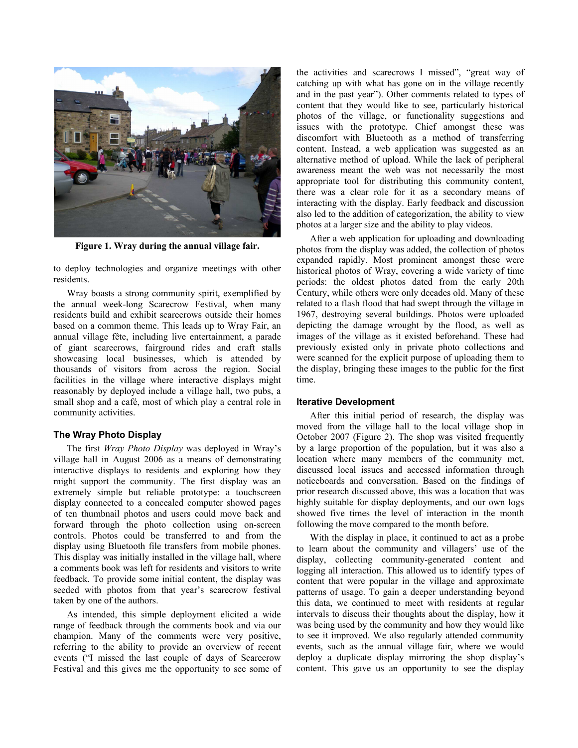Figure 1. Wray during the annual village fair.

to deploy technologies and organize meetings with other residents.

Wray boasts a strong community spirit, exemplified by the annual week-long Scarecrow Festival, when many residents build and exhibit scarecrows outside their homes based on a common theme. This leads up to Wray Fair, an annual village fête, including live entertainment, a parade of giant scarecrows, fairground rides and craft stalls showcasing local businesses, which is attended by thousands of visitors from across the region. Social facilities in the village where interactive displays might reasonably by deployed include a village hall, two pubs, a small shop and a café, most of which play a central role in community activities.

### The Wray Photo Display

The first *Wray Photo Display* was deployed in Wray's village hall in August 2006 as a means of demonstrating interactive displays to residents and exploring how they might support the community. The first display was an extremely simple but reliable prototype: a touchscreen display connected to a concealed computer showed pages of ten thumbnail photos and users could move back and forward through the photo collection using on-screen controls. Photos could be transferred to and from the display using Bluetooth file transfers from mobile phones. This display was initially installed in the village hall, where a comments book was left for residents and visitors to write feedback. To provide some initial content, the display was seeded with photos from that year's scarecrow festival taken by one of the authors.

As intended, this simple deployment elicited a wide range of feedback through the comments book and via our champion. Many of the comments were very positive, referring to the ability to provide an overview of recent events ("I missed the last couple of days of Scarecrow Festival and this gives me the opportunity to see some of the activities and scarecrows I missed", "great way of catching up with what has gone on in the village recently and in the past year"). Other comments related to types of content that they would like to see, particularly historical photos of the village, or functionality suggestions and issues with the prototype. Chief amongst these was discomfort with Bluetooth as a method of transferring content. Instead, a web application was suggested as an alternative method of upload. While the lack of peripheral awareness meant the web was not necessarily the most appropriate tool for distributing this community content, there was a clear role for it as a secondary means of interacting with the display. Early feedback and discussion also led to the addition of categorization, the ability to view photos at a larger size and the ability to play videos.

After a web application for uploading and downloading photos from the display was added, the collection of photos expanded rapidly. Most prominent amongst these were historical photos of Wray, covering a wide variety of time periods: the oldest photos dated from the early 20th Century, while others were only decades old. Many of these related to a flash flood that had swept through the village in 1967, destroying several buildings. Photos were uploaded depicting the damage wrought by the flood, as well as images of the village as it existed beforehand. These had previously existed only in private photo collections and were scanned for the explicit purpose of uploading them to the display, bringing these images to the public for the first time.

### Iterative Development

After this initial period of research, the display was moved from the village hall to the local village shop in October 2007 (Figure 2). The shop was visited frequently by a large proportion of the population, but it was also a location where many members of the community met, discussed local issues and accessed information through noticeboards and conversation. Based on the findings of prior research discussed above, this was a location that was highly suitable for display deployments, and our own logs showed five times the level of interaction in the month following the move compared to the month before.

With the display in place, it continued to act as a probe to learn about the community and villagers' use of the display, collecting community-generated content and logging all interaction. This allowed us to identify types of content that were popular in the village and approximate patterns of usage. To gain a deeper understanding beyond this data, we continued to meet with residents at regular intervals to discuss their thoughts about the display, how it was being used by the community and how they would like to see it improved. We also regularly attended community events, such as the annual village fair, where we would deploy a duplicate display mirroring the shop display's content. This gave us an opportunity to see the display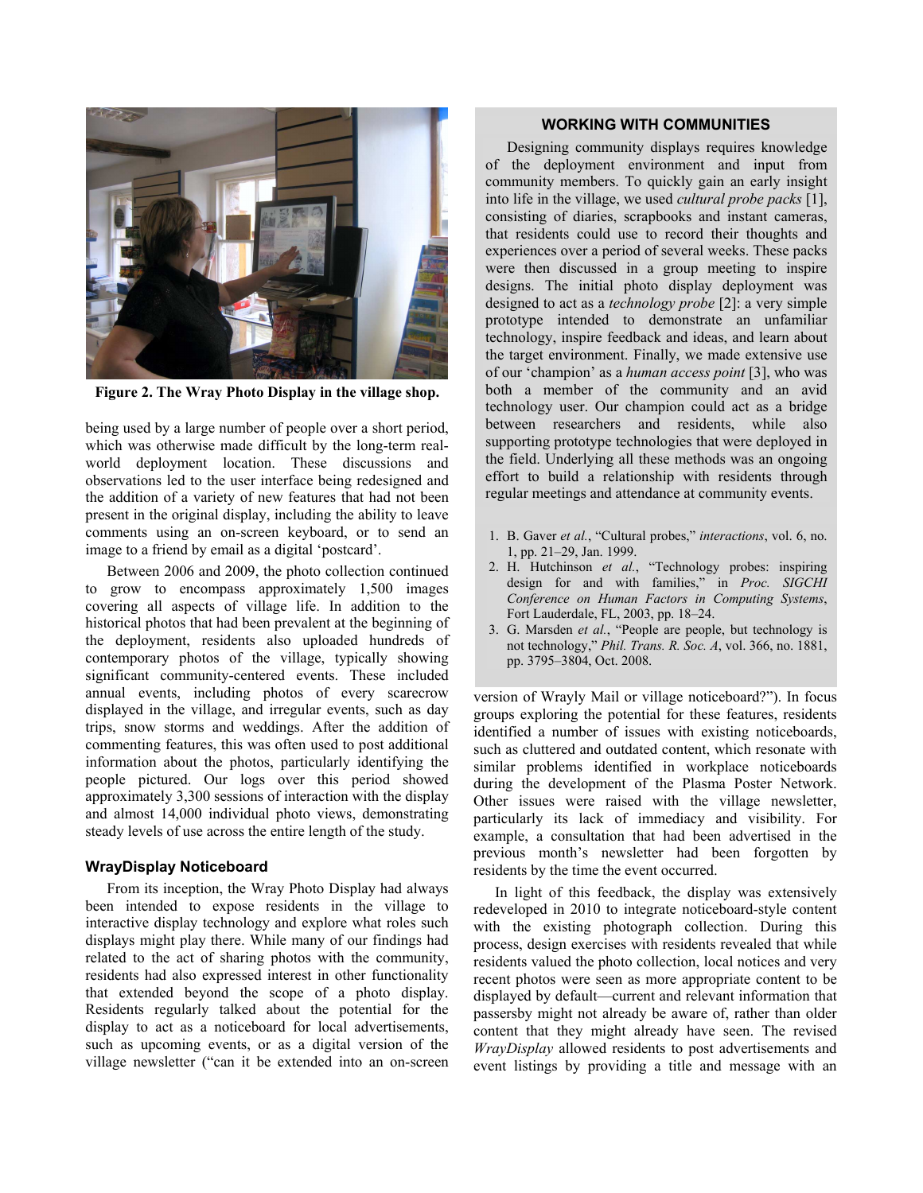Figure 2. The Wray Photo Display in the village shop.

being used by a large number of people over a short period, which was otherwise made difficult by the long-term real-world deployment location. These discussions and observations led to the user interface being redesigned and the addition of a variety of new features that had not been present in the original display, including the ability to leave comments using an on-screen keyboard, or to send an image to a friend by email as a digital 'postcard'.

Between 2006 and 2009, the photo collection continued to grow to encompass approximately 1,500 images covering all aspects of village life. In addition to the historical photos that had been prevalent at the beginning of the deployment, residents also uploaded hundreds of contemporary photos of the village, typically showing significant community-centered events. These included annual events, including photos of every scarecrow displayed in the village, and irregular events, such as day trips, snow storms and weddings. After the addition of commenting features, this was often used to post additional information about the photos, particularly identifying the people pictured. Our logs over this period showed approximately 3,300 sessions of interaction with the display and almost 14,000 individual photo views, demonstrating steady levels of use across the entire length of the study.

### WrayDisplay Noticeboard

From its inception, the Wray Photo Display had always been intended to expose residents in the village to interactive display technology and explore what roles such displays might play there. While many of our findings had related to the act of sharing photos with the community, residents had also expressed interest in other functionality that extended beyond the scope of a photo display. Residents regularly talked about the potential for the display to act as a noticeboard for local advertisements, such as upcoming events, or as a digital version of the village newsletter ("can it be extended into an on-screen version of Wrayly Mail or village noticeboard?"). In focus groups exploring the potential for these features, residents identified a number of issues with existing noticeboards, such as cluttered and outdated content, which resonate with similar problems identified in workplace noticeboards during the development of the Plasma Poster Network. Other issues were raised with the village newsletter, particularly its lack of immediacy and visibility. For example, a consultation that had been advertised in the previous month's newsletter had been forgotten by residents by the time the event occurred.

In light of this feedback, the display was extensively redeveloped in 2010 to integrate noticeboard-style content with the existing photograph collection. During this process, design exercises with residents revealed that while residents valued the photo collection, local notices and very recent photos were seen as more appropriate content to be displayed by default—current and relevant information that passersby might not already be aware of, rather than older content that they might already have seen. The revised *WrayDisplay* allowed residents to post advertisements and event listings by providing a title and message with an

---

**WORKING WITH COMMUNITIES**

Designing community displays requires knowledge of the deployment environment and input from community members. To quickly gain an early insight into life in the village, we used *cultural probe packs* [1], consisting of diaries, scrapbooks and instant cameras, that residents could use to record their thoughts and experiences over a period of several weeks. These packs were then discussed in a group meeting to inspire designs. The initial photo display deployment was designed to act as a *technology probe* [2]: a very simple prototype intended to demonstrate an unfamiliar technology, inspire feedback and ideas, and learn about the target environment. Finally, we made extensive use of our 'champion' as a *human access point* [3], who was both a member of the community and an avid technology user. Our champion could act as a bridge between researchers and residents, while also supporting prototype technologies that were deployed in the field. Underlying all these methods was an ongoing effort to build a relationship with residents through regular meetings and attendance at community events.

1. B. Gaver *et al.*, "Cultural probes," *interactions*, vol. 6, no. 1, pp. 21–29, Jan. 1999.
2. H. Hutchinson *et al.*, "Technology probes: inspiring design for and with families," in *Proc. SIGCHI Conference on Human Factors in Computing Systems*, Fort Lauderdale, FL, 2003, pp. 18–24.
3. G. Marsden *et al.*, "People are people, but technology is not technology," *Phil. Trans. R. Soc. A*, vol. 366, no. 1881, pp. 3795–3804, Oct. 2008.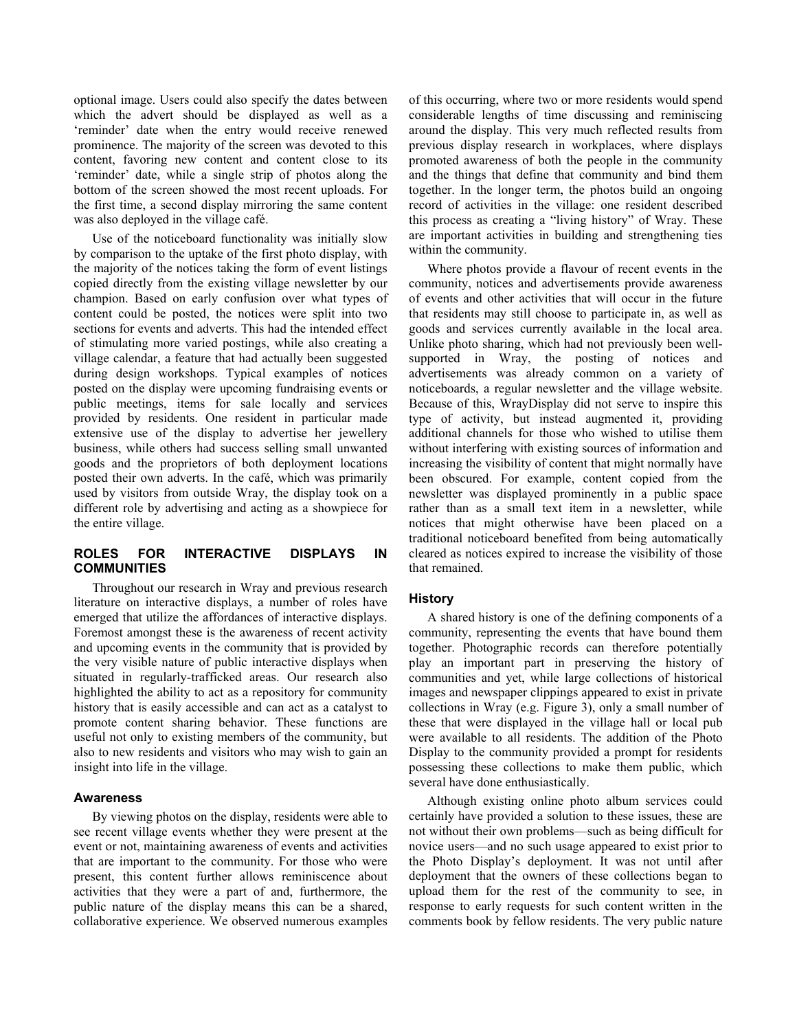optional image. Users could also specify the dates between which the advert should be displayed as well as a 'reminder' date when the entry would receive renewed prominence. The majority of the screen was devoted to this content, favoring new content and content close to its 'reminder' date, while a single strip of photos along the bottom of the screen showed the most recent uploads. For the first time, a second display mirroring the same content was also deployed in the village café.

Use of the noticeboard functionality was initially slow by comparison to the uptake of the first photo display, with the majority of the notices taking the form of event listings copied directly from the existing village newsletter by our champion. Based on early confusion over what types of content could be posted, the notices were split into two sections for events and adverts. This had the intended effect of stimulating more varied postings, while also creating a village calendar, a feature that had actually been suggested during design workshops. Typical examples of notices posted on the display were upcoming fundraising events or public meetings, items for sale locally and services provided by residents. One resident in particular made extensive use of the display to advertise her jewellery business, while others had success selling small unwanted goods and the proprietors of both deployment locations posted their own adverts. In the café, which was primarily used by visitors from outside Wray, the display took on a different role by advertising and acting as a showpiece for the entire village.

## ROLES FOR INTERACTIVE DISPLAYS IN COMMUNITIES

Throughout our research in Wray and previous research literature on interactive displays, a number of roles have emerged that utilize the affordances of interactive displays. Foremost amongst these is the awareness of recent activity and upcoming events in the community that is provided by the very visible nature of public interactive displays when situated in regularly-trafficked areas. Our research also highlighted the ability to act as a repository for community history that is easily accessible and can act as a catalyst to promote content sharing behavior. These functions are useful not only to existing members of the community, but also to new residents and visitors who may wish to gain an insight into life in the village.

### Awareness

By viewing photos on the display, residents were able to see recent village events whether they were present at the event or not, maintaining awareness of events and activities that are important to the community. For those who were present, this content further allows reminiscence about activities that they were a part of and, furthermore, the public nature of the display means this can be a shared, collaborative experience. We observed numerous examples of this occurring, where two or more residents would spend considerable lengths of time discussing and reminiscing around the display. This very much reflected results from previous display research in workplaces, where displays promoted awareness of both the people in the community and the things that define that community and bind them together. In the longer term, the photos build an ongoing record of activities in the village: one resident described this process as creating a "living history" of Wray. These are important activities in building and strengthening ties within the community.

Where photos provide a flavour of recent events in the community, notices and advertisements provide awareness of events and other activities that will occur in the future that residents may still choose to participate in, as well as goods and services currently available in the local area. Unlike photo sharing, which had not previously been well-supported in Wray, the posting of notices and advertisements was already common on a variety of noticeboards, a regular newsletter and the village website. Because of this, WrayDisplay did not serve to inspire this type of activity, but instead augmented it, providing additional channels for those who wished to utilise them without interfering with existing sources of information and increasing the visibility of content that might normally have been obscured. For example, content copied from the newsletter was displayed prominently in a public space rather than as a small text item in a newsletter, while notices that might otherwise have been placed on a traditional noticeboard benefited from being automatically cleared as notices expired to increase the visibility of those that remained.

### History

A shared history is one of the defining components of a community, representing the events that have bound them together. Photographic records can therefore potentially play an important part in preserving the history of communities and yet, while large collections of historical images and newspaper clippings appeared to exist in private collections in Wray (e.g. Figure 3), only a small number of these that were displayed in the village hall or local pub were available to all residents. The addition of the Photo Display to the community provided a prompt for residents possessing these collections to make them public, which several have done enthusiastically.

Although existing online photo album services could certainly have provided a solution to these issues, these are not without their own problems—such as being difficult for novice users—and no such usage appeared to exist prior to the Photo Display's deployment. It was not until after deployment that the owners of these collections began to upload them for the rest of the community to see, in response to early requests for such content written in the comments book by fellow residents. The very public nature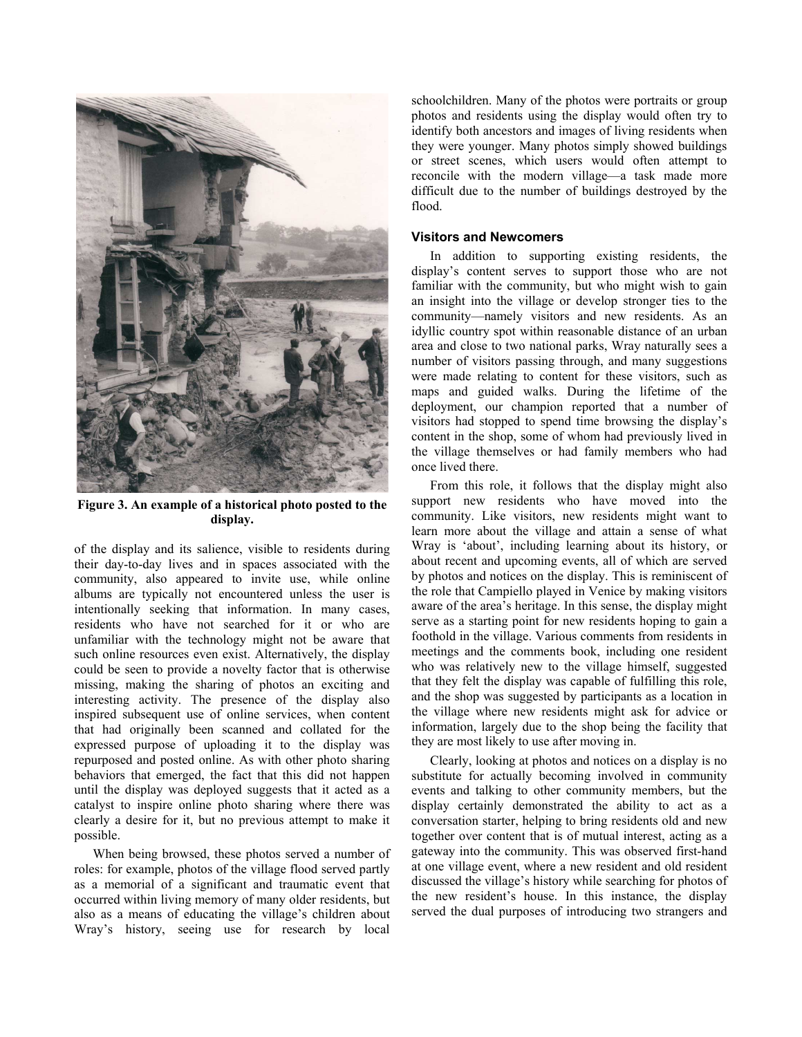Figure 3. An example of a historical photo posted to the display.

of the display and its salience, visible to residents during their day-to-day lives and in spaces associated with the community, also appeared to invite use, while online albums are typically not encountered unless the user is intentionally seeking that information. In many cases, residents who have not searched for it or who are unfamiliar with the technology might not be aware that such online resources even exist. Alternatively, the display could be seen to provide a novelty factor that is otherwise missing, making the sharing of photos an exciting and interesting activity. The presence of the display also inspired subsequent use of online services, when content that had originally been scanned and collated for the expressed purpose of uploading it to the display was repurposed and posted online. As with other photo sharing behaviors that emerged, the fact that this did not happen until the display was deployed suggests that it acted as a catalyst to inspire online photo sharing where there was clearly a desire for it, but no previous attempt to make it possible.

When being browsed, these photos served a number of roles: for example, photos of the village flood served partly as a memorial of a significant and traumatic event that occurred within living memory of many older residents, but also as a means of educating the village's children about Wray's history, seeing use for research by local schoolchildren. Many of the photos were portraits or group photos and residents using the display would often try to identify both ancestors and images of living residents when they were younger. Many photos simply showed buildings or street scenes, which users would often attempt to reconcile with the modern village—a task made more difficult due to the number of buildings destroyed by the flood.

### Visitors and Newcomers

In addition to supporting existing residents, the display's content serves to support those who are not familiar with the community, but who might wish to gain an insight into the village or develop stronger ties to the community—namely visitors and new residents. As an idyllic country spot within reasonable distance of an urban area and close to two national parks, Wray naturally sees a number of visitors passing through, and many suggestions were made relating to content for these visitors, such as maps and guided walks. During the lifetime of the deployment, our champion reported that a number of visitors had stopped to spend time browsing the display's content in the shop, some of whom had previously lived in the village themselves or had family members who had once lived there.

From this role, it follows that the display might also support new residents who have moved into the community. Like visitors, new residents might want to learn more about the village and attain a sense of what Wray is 'about', including learning about its history, or about recent and upcoming events, all of which are served by photos and notices on the display. This is reminiscent of the role that Campiello played in Venice by making visitors aware of the area's heritage. In this sense, the display might serve as a starting point for new residents hoping to gain a foothold in the village. Various comments from residents in meetings and the comments book, including one resident who was relatively new to the village himself, suggested that they felt the display was capable of fulfilling this role, and the shop was suggested by participants as a location in the village where new residents might ask for advice or information, largely due to the shop being the facility that they are most likely to use after moving in.

Clearly, looking at photos and notices on a display is no substitute for actually becoming involved in community events and talking to other community members, but the display certainly demonstrated the ability to act as a conversation starter, helping to bring residents old and new together over content that is of mutual interest, acting as a gateway into the community. This was observed first-hand at one village event, where a new resident and old resident discussed the village's history while searching for photos of the new resident's house. In this instance, the display served the dual purposes of introducing two strangers and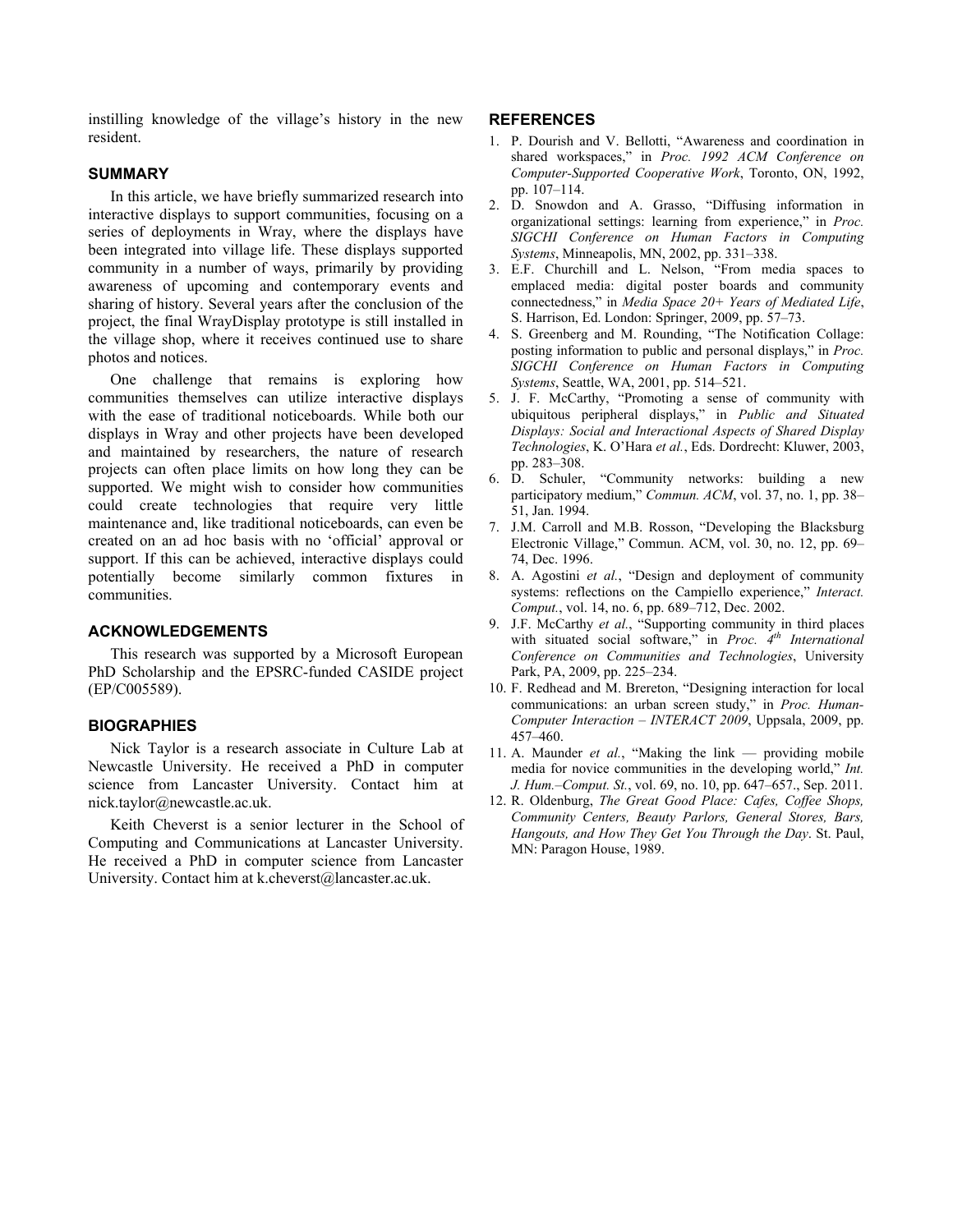instilling knowledge of the village's history in the new resident.

## SUMMARY

In this article, we have briefly summarized research into interactive displays to support communities, focusing on a series of deployments in Wray, where the displays have been integrated into village life. These displays supported community in a number of ways, primarily by providing awareness of upcoming and contemporary events and sharing of history. Several years after the conclusion of the project, the final WrayDisplay prototype is still installed in the village shop, where it receives continued use to share photos and notices.

One challenge that remains is exploring how communities themselves can utilize interactive displays with the ease of traditional noticeboards. While both our displays in Wray and other projects have been developed and maintained by researchers, the nature of research projects can often place limits on how long they can be supported. We might wish to consider how communities could create technologies that require very little maintenance and, like traditional noticeboards, can even be created on an ad hoc basis with no 'official' approval or support. If this can be achieved, interactive displays could potentially become similarly common fixtures in communities.

## ACKNOWLEDGEMENTS

This research was supported by a Microsoft European PhD Scholarship and the EPSRC-funded CASIDE project (EP/C005589).

## BIOGRAPHIES

Nick Taylor is a research associate in Culture Lab at Newcastle University. He received a PhD in computer science from Lancaster University. Contact him at nick.taylor@newcastle.ac.uk.

Keith Cheverst is a senior lecturer in the School of Computing and Communications at Lancaster University. He received a PhD in computer science from Lancaster University. Contact him at k.cheverst@lancaster.ac.uk.

## REFERENCES

1. P. Dourish and V. Bellotti, "Awareness and coordination in shared workspaces," in *Proc. 1992 ACM Conference on Computer-Supported Cooperative Work*, Toronto, ON, 1992, pp. 107–114.
2. D. Snowdon and A. Grasso, "Diffusing information in organizational settings: learning from experience," in *Proc. SIGCHI Conference on Human Factors in Computing Systems*, Minneapolis, MN, 2002, pp. 331–338.
3. E.F. Churchill and L. Nelson, "From media spaces to emplaced media: digital poster boards and community connectedness," in *Media Space 20+ Years of Mediated Life*, S. Harrison, Ed. London: Springer, 2009, pp. 57–73.
4. S. Greenberg and M. Rounding, "The Notification Collage: posting information to public and personal displays," in *Proc. SIGCHI Conference on Human Factors in Computing Systems*, Seattle, WA, 2001, pp. 514–521.
5. J. F. McCarthy, "Promoting a sense of community with ubiquitous peripheral displays," in *Public and Situated Displays: Social and Interactional Aspects of Shared Display Technologies*, K. O'Hara *et al.*, Eds. Dordrecht: Kluwer, 2003, pp. 283–308.
6. D. Schuler, "Community networks: building a new participatory medium," *Commun. ACM*, vol. 37, no. 1, pp. 38–51, Jan. 1994.
7. J.M. Carroll and M.B. Rosson, "Developing the Blacksburg Electronic Village," Commun. ACM, vol. 30, no. 12, pp. 69–74, Dec. 1996.
8. A. Agostini *et al.*, "Design and deployment of community systems: reflections on the Campiello experience," *Interact. Comput.*, vol. 14, no. 6, pp. 689–712, Dec. 2002.
9. J.F. McCarthy *et al.*, "Supporting community in third places with situated social software," in *Proc. 4th International Conference on Communities and Technologies*, University Park, PA, 2009, pp. 225–234.
10. F. Redhead and M. Brereton, "Designing interaction for local communications: an urban screen study," in *Proc. Human-Computer Interaction – INTERACT 2009*, Uppsala, 2009, pp. 457–460.
11. A. Maunder *et al.*, "Making the link — providing mobile media for novice communities in the developing world," *Int. J. Hum.–Comput. St.*, vol. 69, no. 10, pp. 647–657., Sep. 2011.
12. R. Oldenburg, *The Great Good Place: Cafes, Coffee Shops, Community Centers, Beauty Parlors, General Stores, Bars, Hangouts, and How They Get You Through the Day*. St. Paul, MN: Paragon House, 1989.